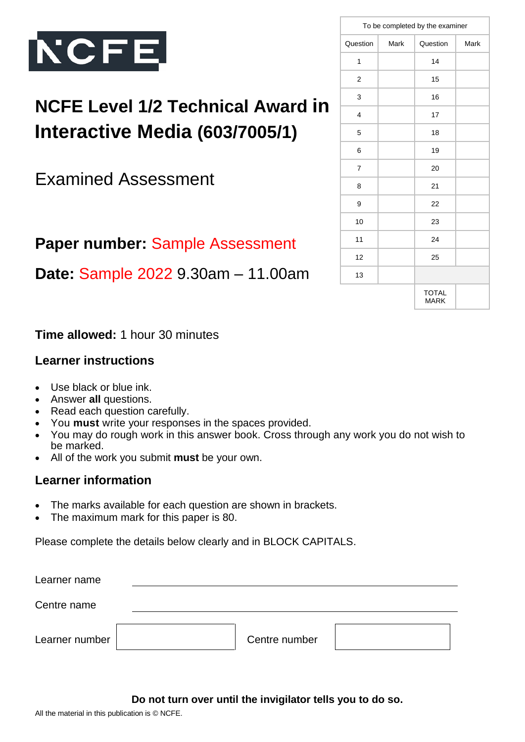NCFE

# NCFE Level 1/2 Technical Award in Interactive Media (603/7005/1)

## Examined Assessment

| To be completed by the examiner | | | |
|---|---|---|---|
| Question | Mark | Question | Mark |
| 1 | | 14 | |
| 2 | | 15 | |
| 3 | | 16 | |
| 4 | | 17 | |
| 5 | | 18 | |
| 6 | | 19 | |
| 7 | | 20 | |
| 8 | | 21 | |
| 9 | | 22 | |
| 10 | | 23 | |
| 11 | | 24 | |
| 12 | | 25 | |
| 13 | | | |
| | | TOTAL MARK | |

**Paper number:** Sample Assessment

**Date:** Sample 2022 9.30am – 11.00am

**Time allowed:** 1 hour 30 minutes

### Learner instructions

- Use black or blue ink.
- Answer **all** questions.
- Read each question carefully.
- You **must** write your responses in the spaces provided.
- You may do rough work in this answer book. Cross through any work you do not wish to be marked.
- All of the work you submit **must** be your own.

### Learner information

- The marks available for each question are shown in brackets.
- The maximum mark for this paper is 80.

Please complete the details below clearly and in BLOCK CAPITALS.

Learner name ______________________________

Centre name ______________________________

Learner number ______________ Centre number ______________

**Do not turn over until the invigilator tells you to do so.**

All the material in this publication is © NCFE.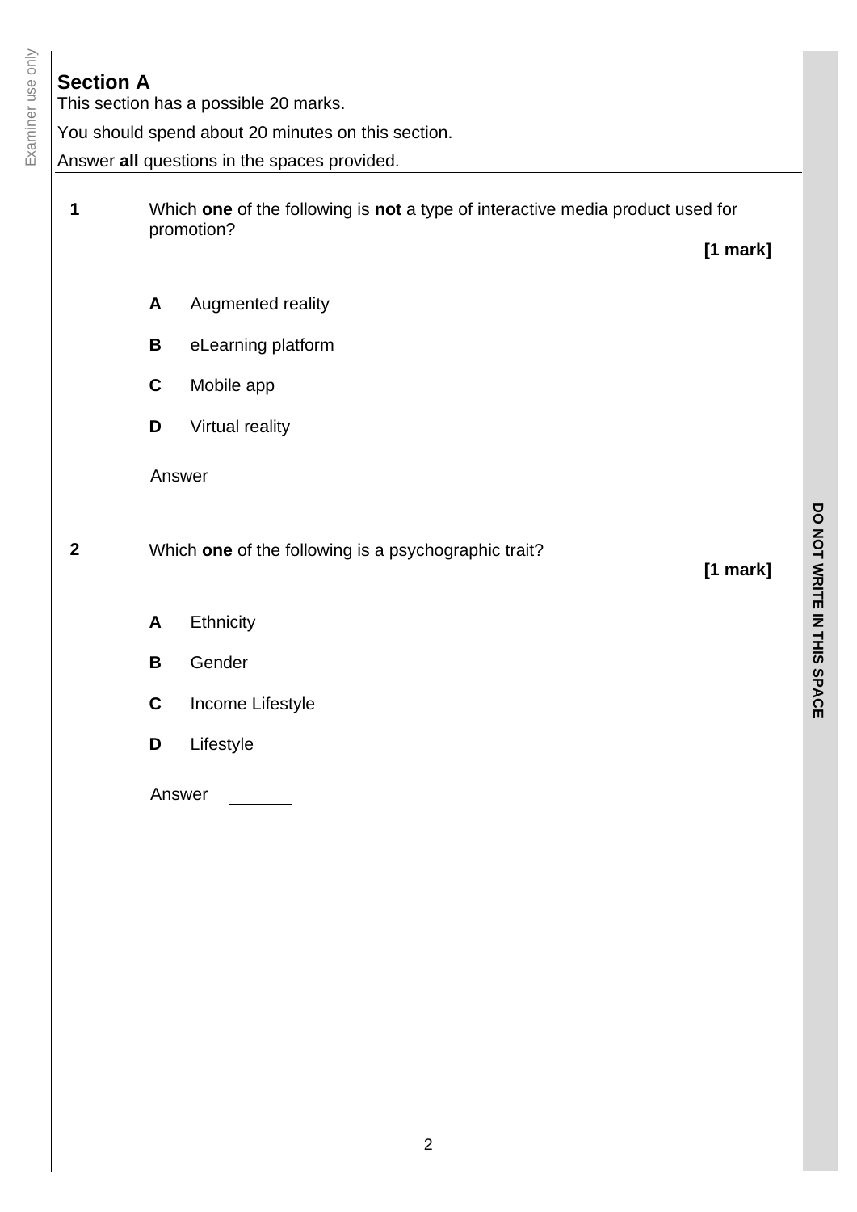## Section A

This section has a possible 20 marks.

You should spend about 20 minutes on this section.

Answer **all** questions in the spaces provided.

**1** Which **one** of the following is **not** a type of interactive media product used for promotion?

**[1 mark]**

**A** Augmented reality

**B** eLearning platform

**C** Mobile app

**D** Virtual reality

Answer ______

**2** Which **one** of the following is a psychographic trait?

**[1 mark]**

**A** Ethnicity

**B** Gender

**C** Income Lifestyle

**D** Lifestyle

Answer ______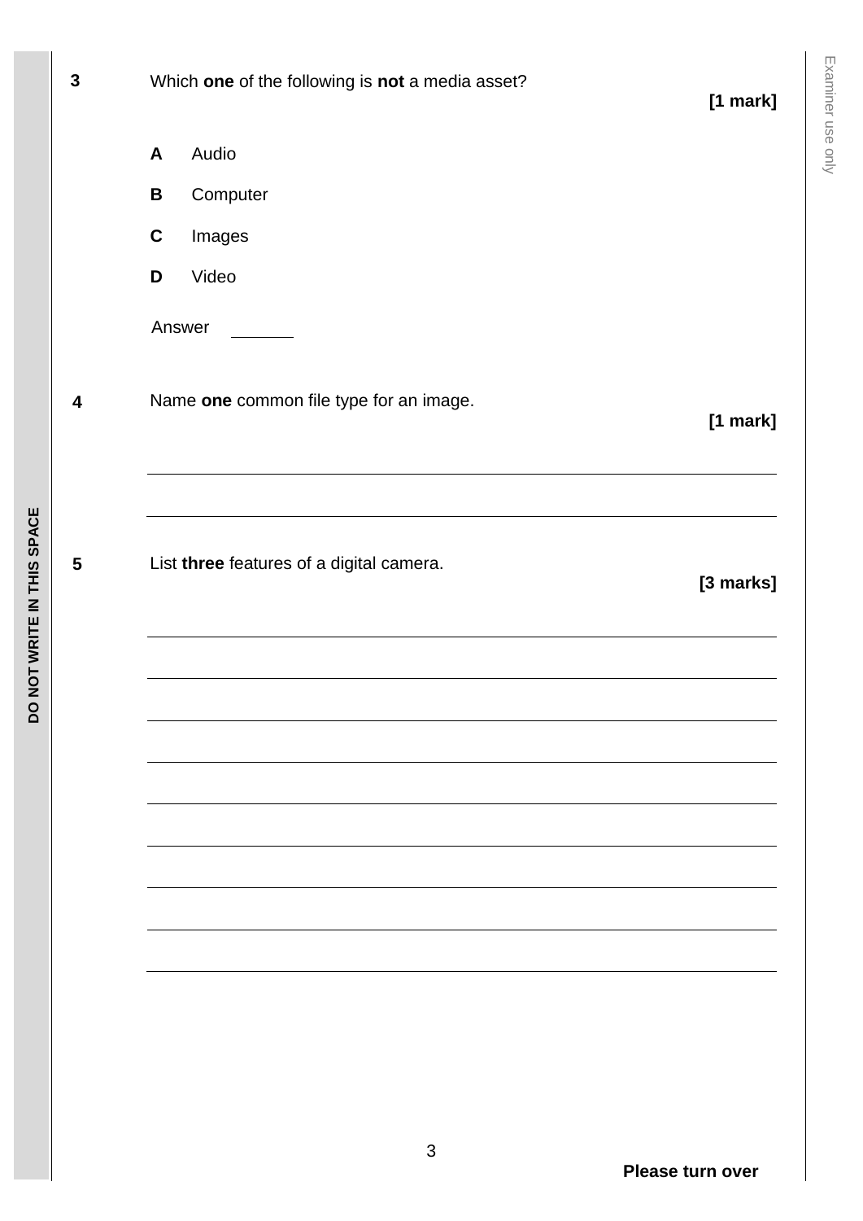**3** Which **one** of the following is **not** a media asset? **[1 mark]**

**A** Audio

**B** Computer

**C** Images

**D** Video

Answer _______

**4** Name **one** common file type for an image. **[1 mark]**

______________________________________________________________________

______________________________________________________________________

**5** List **three** features of a digital camera. **[3 marks]**

______________________________________________________________________

______________________________________________________________________

______________________________________________________________________

______________________________________________________________________

______________________________________________________________________

______________________________________________________________________

______________________________________________________________________

______________________________________________________________________

**Please turn over**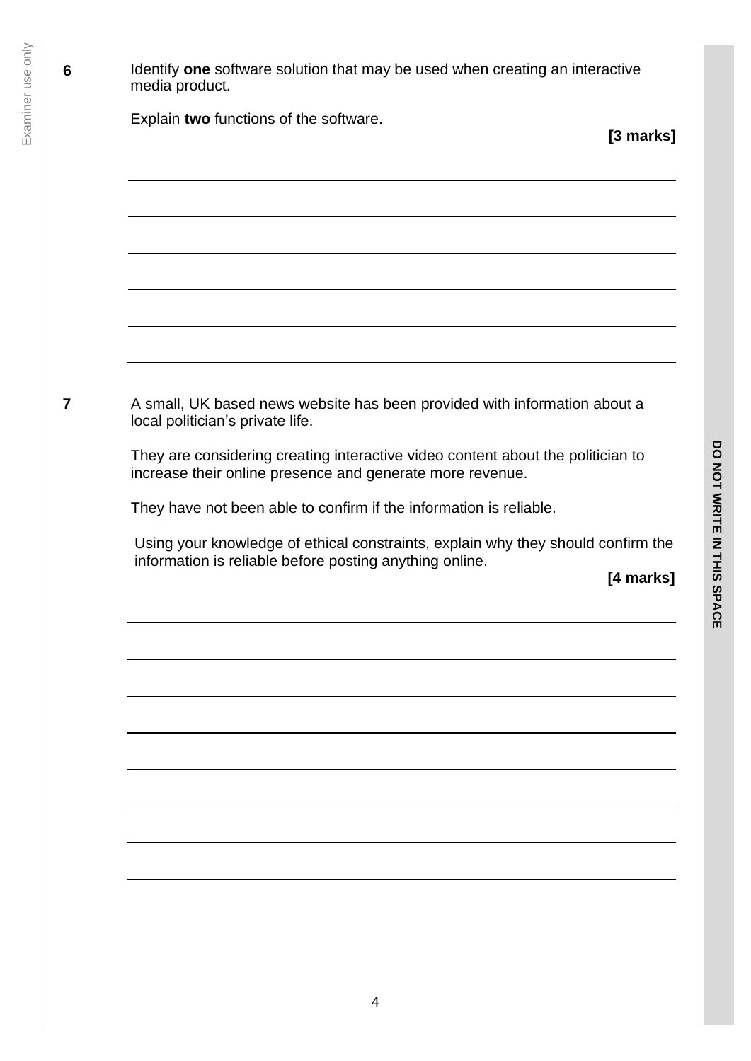**6** Identify **one** software solution that may be used when creating an interactive media product.

Explain **two** functions of the software.

**[3 marks]**

**7** A small, UK based news website has been provided with information about a local politician's private life.

They are considering creating interactive video content about the politician to increase their online presence and generate more revenue.

They have not been able to confirm if the information is reliable.

Using your knowledge of ethical constraints, explain why they should confirm the information is reliable before posting anything online.

**[4 marks]**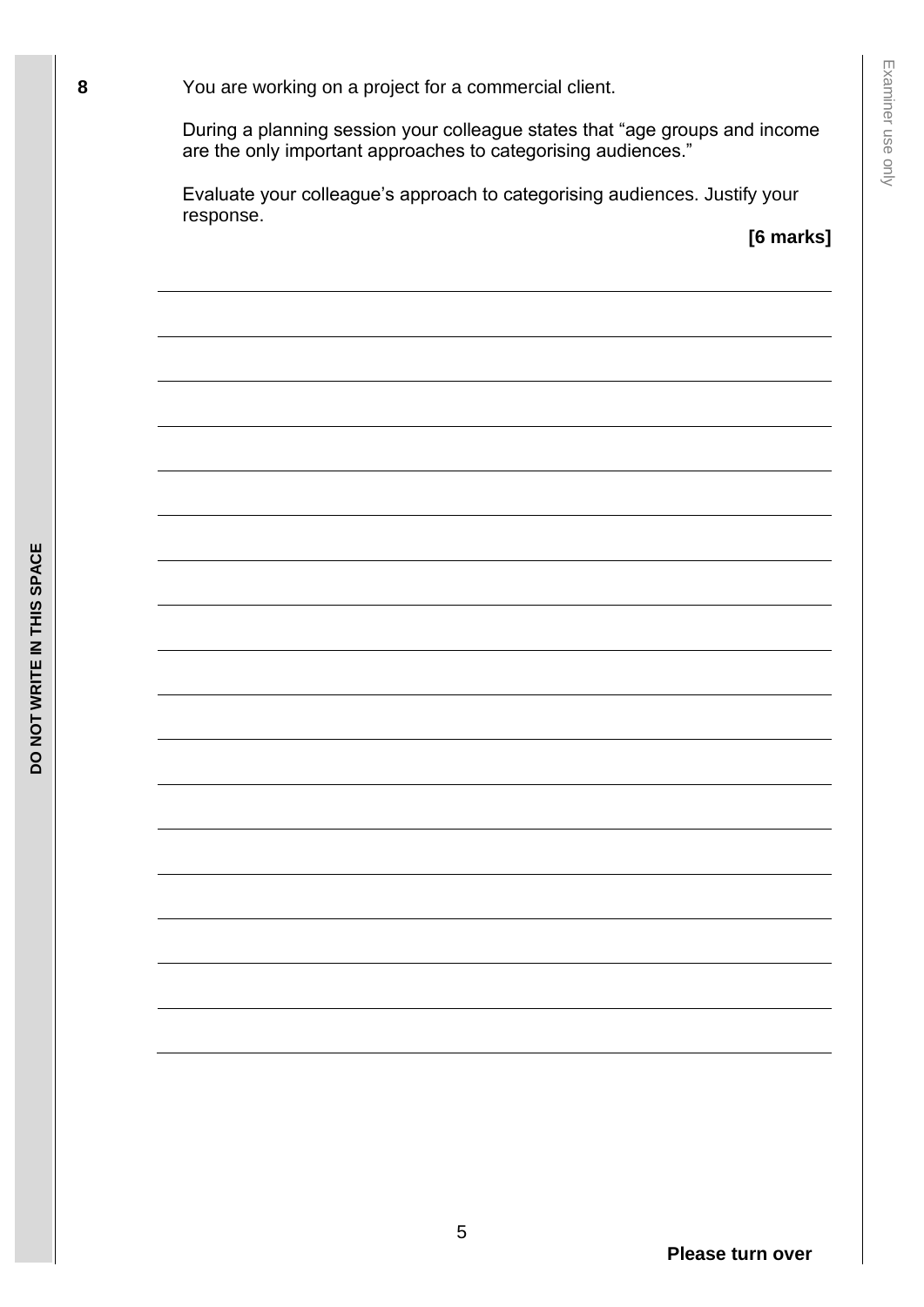**8** You are working on a project for a commercial client.

During a planning session your colleague states that "age groups and income are the only important approaches to categorising audiences."

Evaluate your colleague's approach to categorising audiences. Justify your response.

**[6 marks]**

**Please turn over**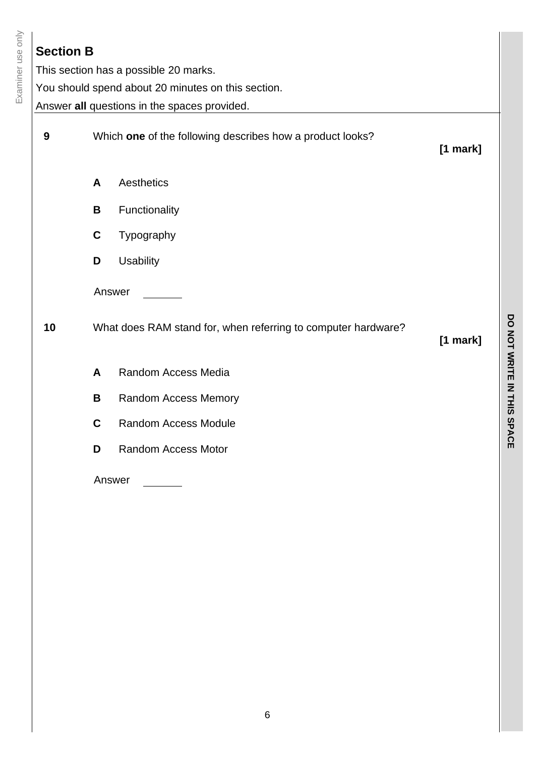## Section B

This section has a possible 20 marks.

You should spend about 20 minutes on this section.

Answer **all** questions in the spaces provided.

**9** Which **one** of the following describes how a product looks?

**[1 mark]**

**A** Aesthetics

**B** Functionality

**C** Typography

**D** Usability

Answer ______

**10** What does RAM stand for, when referring to computer hardware?

**[1 mark]**

**A** Random Access Media

**B** Random Access Memory

**C** Random Access Module

**D** Random Access Motor

Answer ______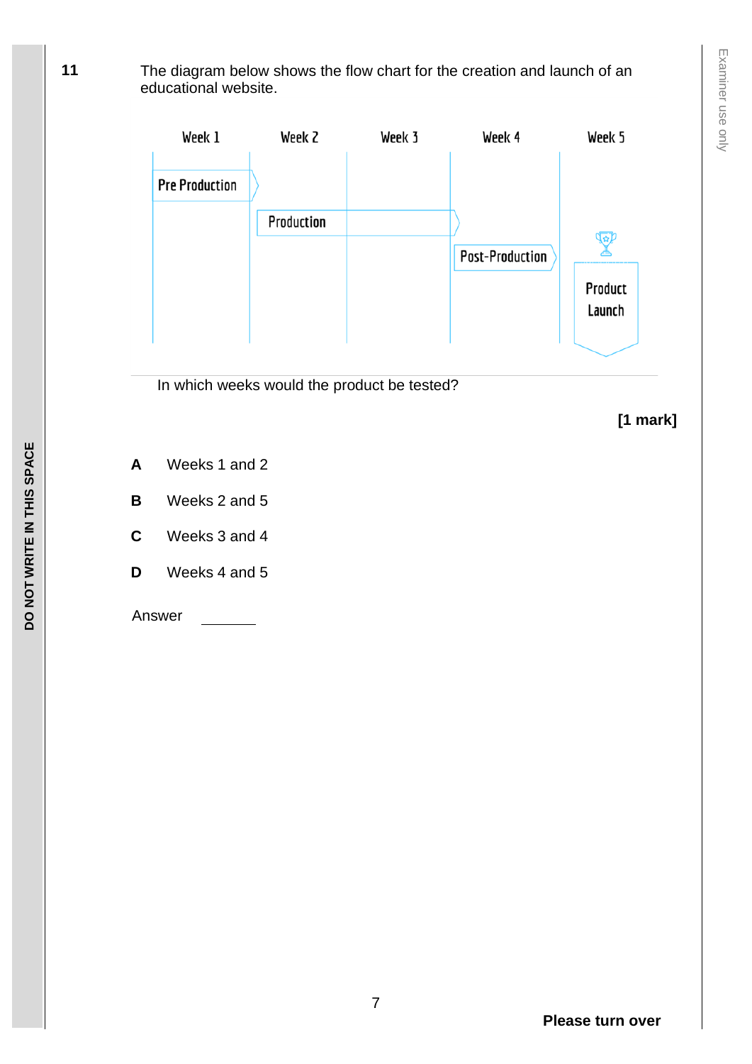**11** The diagram below shows the flow chart for the creation and launch of an educational website.

Week 1
Week 2
Week 3
Week 4
Week 5
Pre Production
Production
Post-Production
Product Launch

In which weeks would the product be tested?

**[1 mark]**

**A** Weeks 1 and 2

**B** Weeks 2 and 5

**C** Weeks 3 and 4

**D** Weeks 4 and 5

Answer \_\_\_\_\_\_\_\_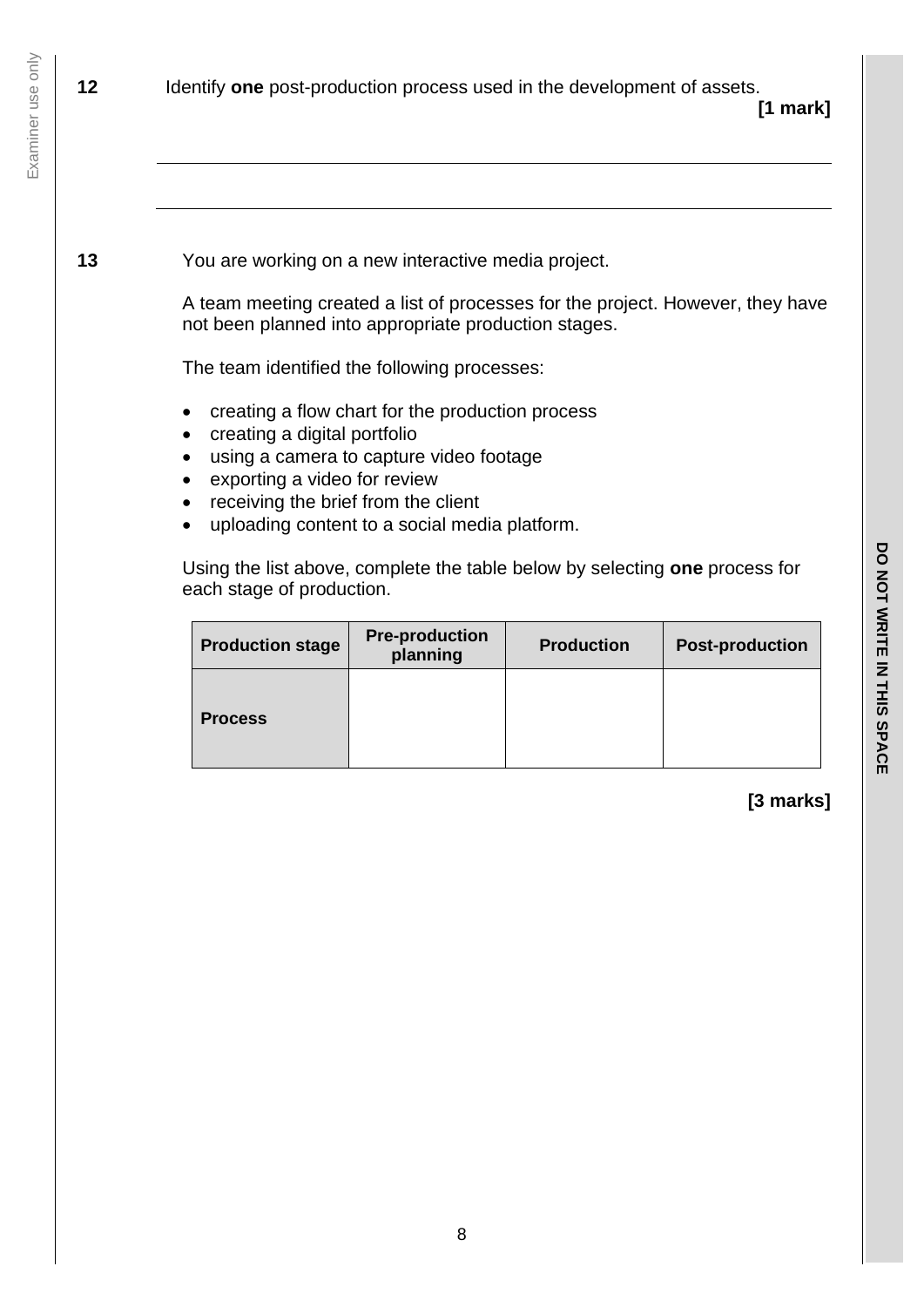**12** Identify **one** post-production process used in the development of assets.

**[1 mark]**

**13** You are working on a new interactive media project.

A team meeting created a list of processes for the project. However, they have not been planned into appropriate production stages.

The team identified the following processes:

- creating a flow chart for the production process
- creating a digital portfolio
- using a camera to capture video footage
- exporting a video for review
- receiving the brief from the client
- uploading content to a social media platform.

Using the list above, complete the table below by selecting **one** process for each stage of production.

| **Production stage** | **Pre-production planning** | **Production** | **Post-production** |
|---|---|---|---|
| **Process** | | | |

**[3 marks]**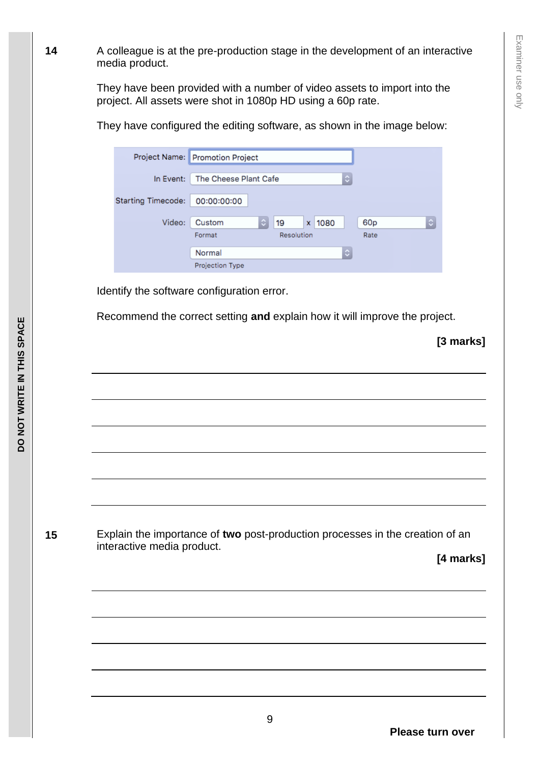**14** A colleague is at the pre-production stage in the development of an interactive media product.

They have been provided with a number of video assets to import into the project. All assets were shot in 1080p HD using a 60p rate.

They have configured the editing software, as shown in the image below:

Project Name: Promotion Project

In Event: The Cheese Plant Cafe

Starting Timecode: 00:00:00:00

Video: Custom (Format) | 19 x 1080 (Resolution) | 60p (Rate)

Normal (Projection Type)

Identify the software configuration error.

Recommend the correct setting **and** explain how it will improve the project.

**[3 marks]**

**15** Explain the importance of **two** post-production processes in the creation of an interactive media product.

**[4 marks]**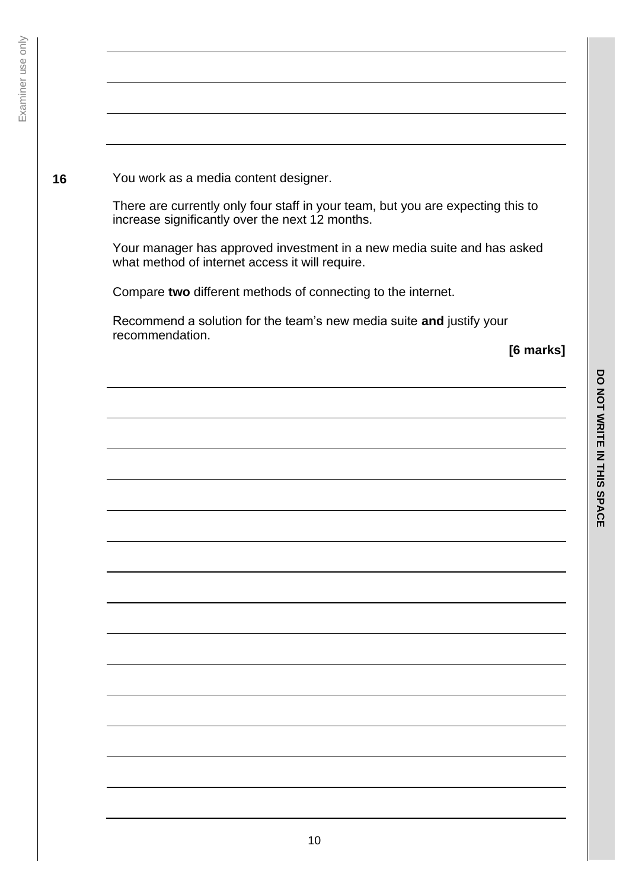**16** You work as a media content designer.

There are currently only four staff in your team, but you are expecting this to increase significantly over the next 12 months.

Your manager has approved investment in a new media suite and has asked what method of internet access it will require.

Compare **two** different methods of connecting to the internet.

Recommend a solution for the team's new media suite **and** justify your recommendation.

**[6 marks]**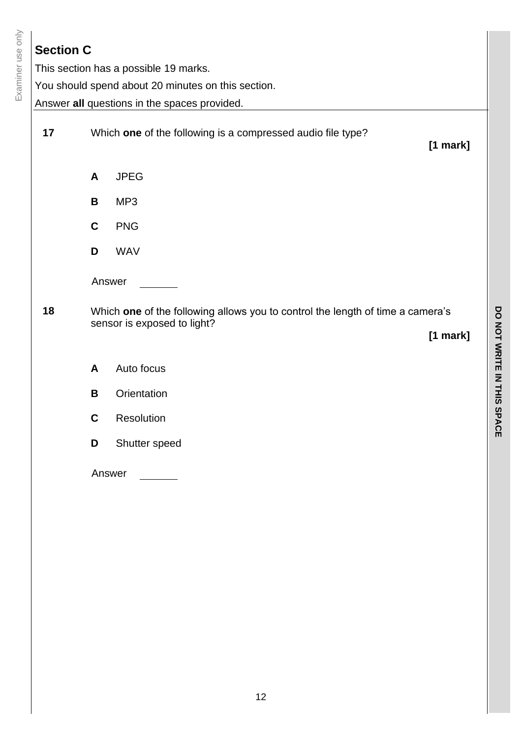## Section C

This section has a possible 19 marks.

You should spend about 20 minutes on this section.

Answer **all** questions in the spaces provided.

**17** Which **one** of the following is a compressed audio file type?

**[1 mark]**

**A** JPEG

**B** MP3

**C** PNG

**D** WAV

Answer ______

**18** Which **one** of the following allows you to control the length of time a camera's sensor is exposed to light?

**[1 mark]**

**A** Auto focus

**B** Orientation

**C** Resolution

**D** Shutter speed

Answer ______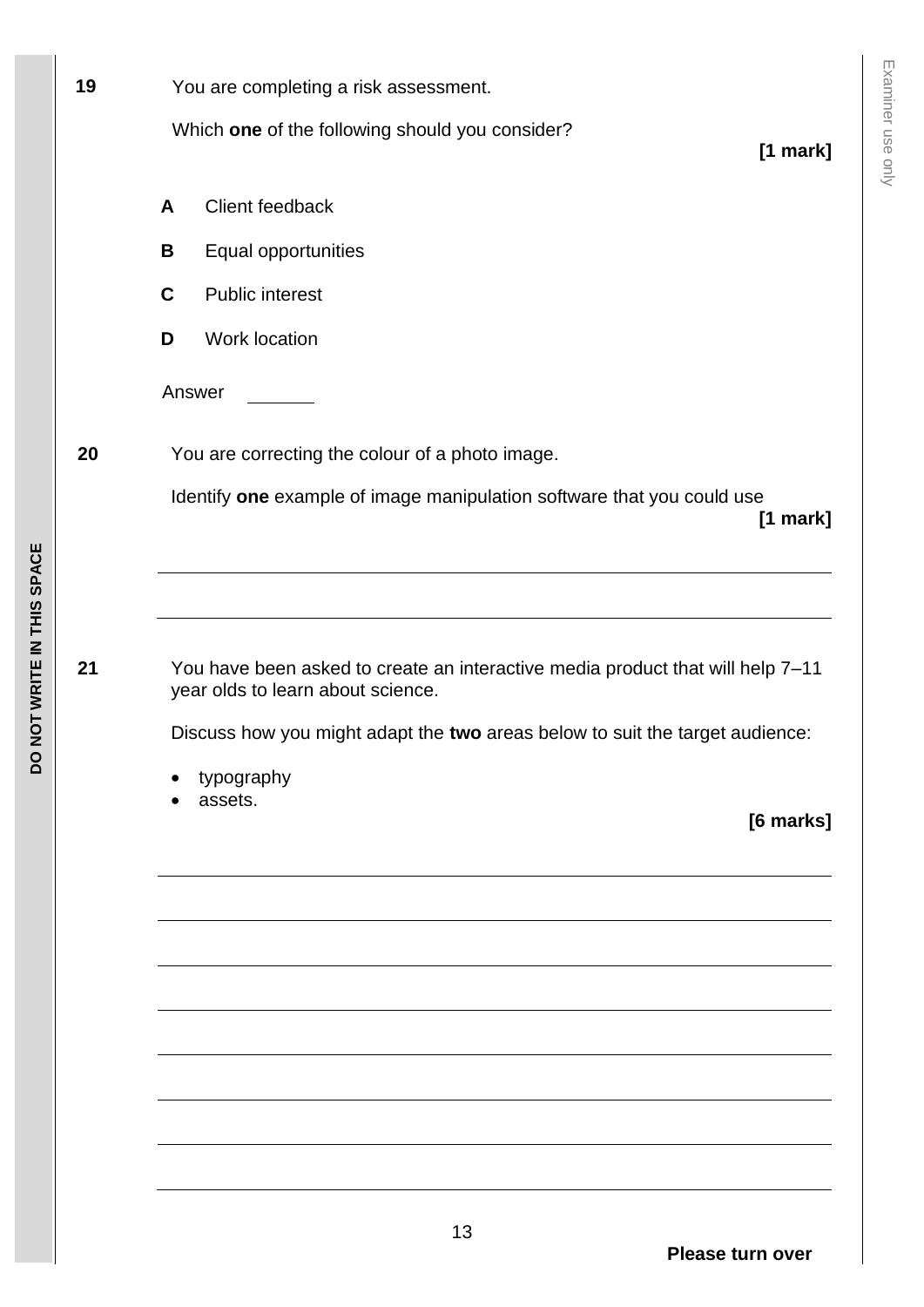**19** You are completing a risk assessment.

Which **one** of the following should you consider?

**[1 mark]**

**A** Client feedback

**B** Equal opportunities

**C** Public interest

**D** Work location

Answer _______

**20** You are correcting the colour of a photo image.

Identify **one** example of image manipulation software that you could use

**[1 mark]**

---

---

**21** You have been asked to create an interactive media product that will help 7–11 year olds to learn about science.

Discuss how you might adapt the **two** areas below to suit the target audience:

- typography
- assets.

**[6 marks]**

---

---

---

---

---

---

---

---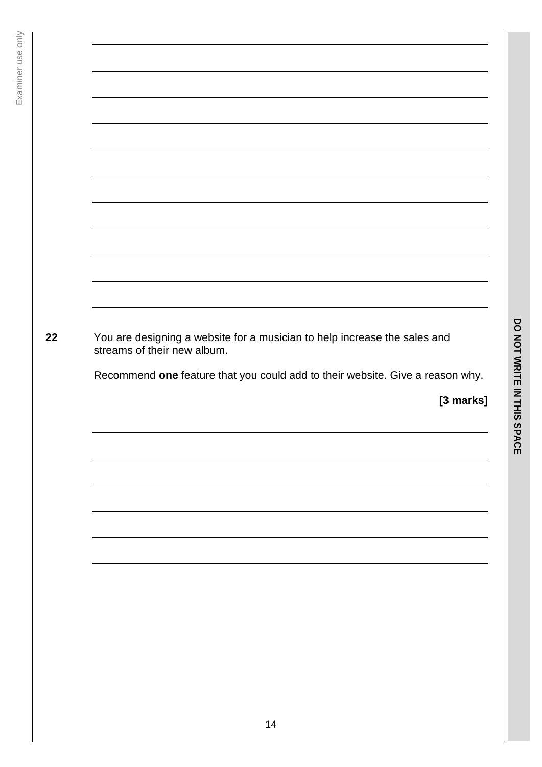**22** You are designing a website for a musician to help increase the sales and streams of their new album.

Recommend **one** feature that you could add to their website. Give a reason why.

**[3 marks]**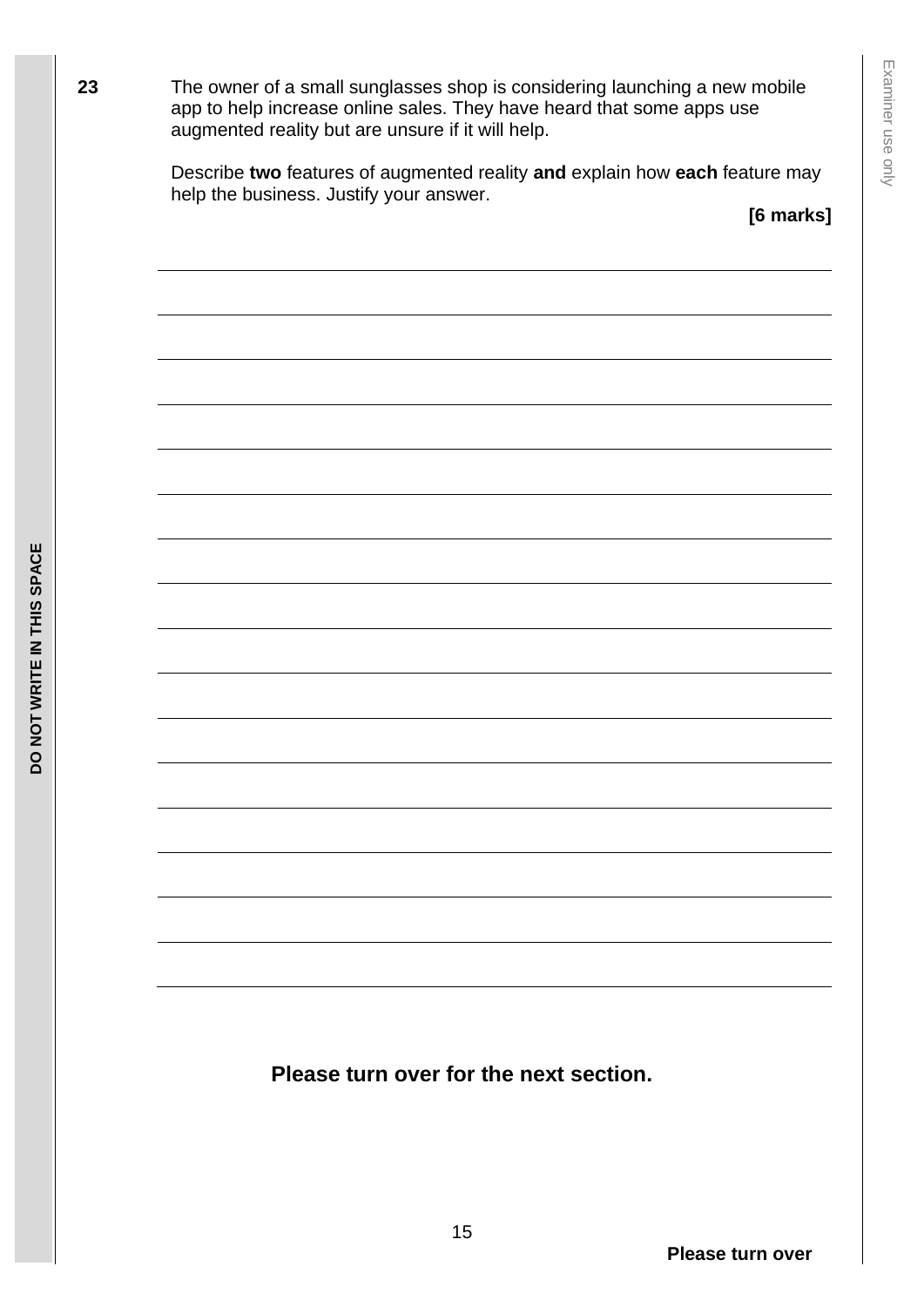**23** The owner of a small sunglasses shop is considering launching a new mobile app to help increase online sales. They have heard that some apps use augmented reality but are unsure if it will help.

Describe **two** features of augmented reality **and** explain how **each** feature may help the business. Justify your answer.

**[6 marks]**

**Please turn over for the next section.**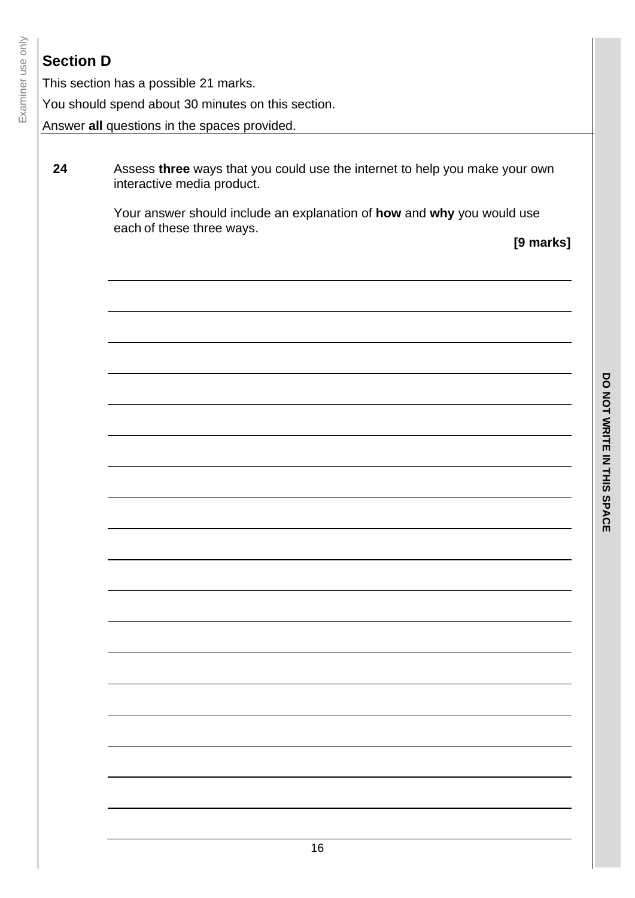## Section D

This section has a possible 21 marks.

You should spend about 30 minutes on this section.

Answer **all** questions in the spaces provided.

**24** Assess **three** ways that you could use the internet to help you make your own interactive media product.

Your answer should include an explanation of **how** and **why** you would use each of these three ways.

**[9 marks]**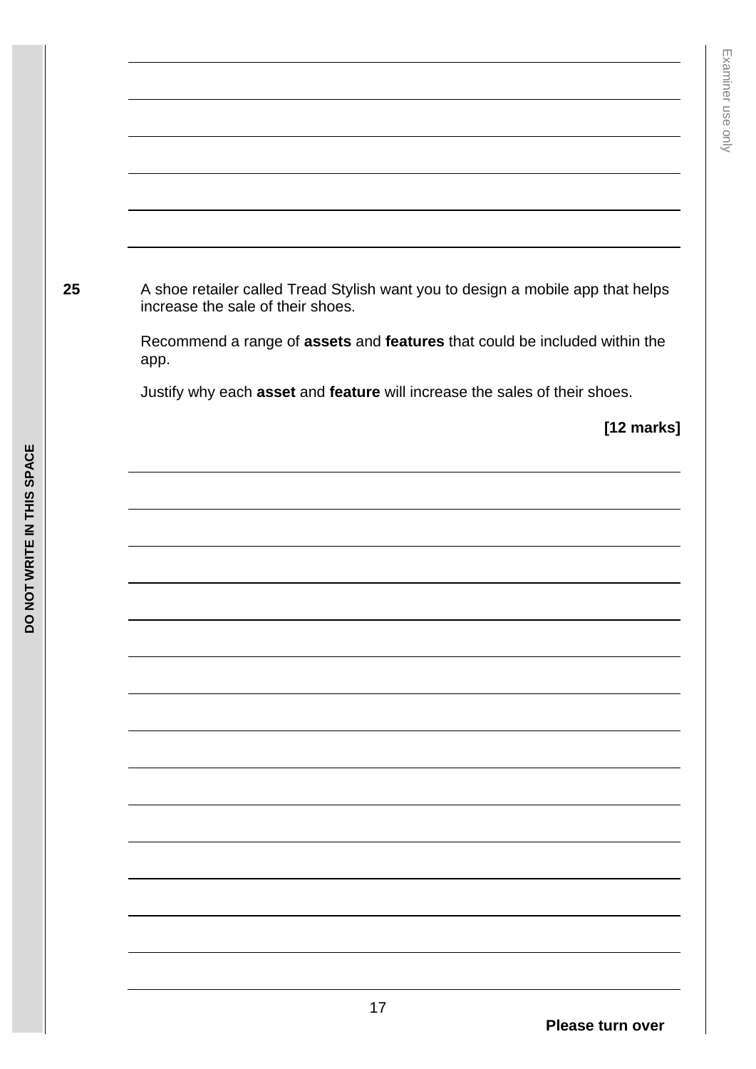**25** A shoe retailer called Tread Stylish want you to design a mobile app that helps increase the sale of their shoes.

Recommend a range of **assets** and **features** that could be included within the app.

Justify why each **asset** and **feature** will increase the sales of their shoes.

**[12 marks]**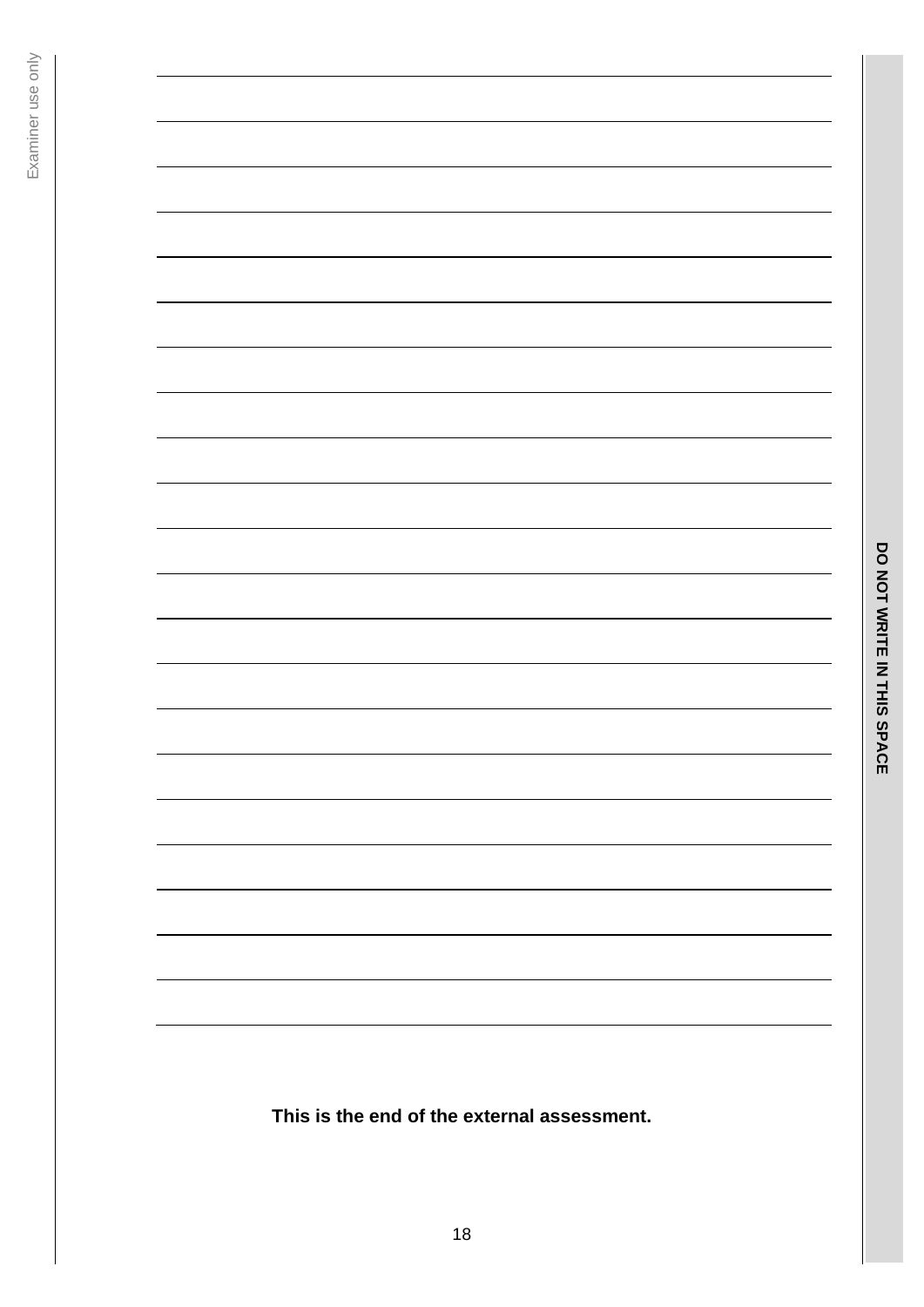**This is the end of the external assessment.**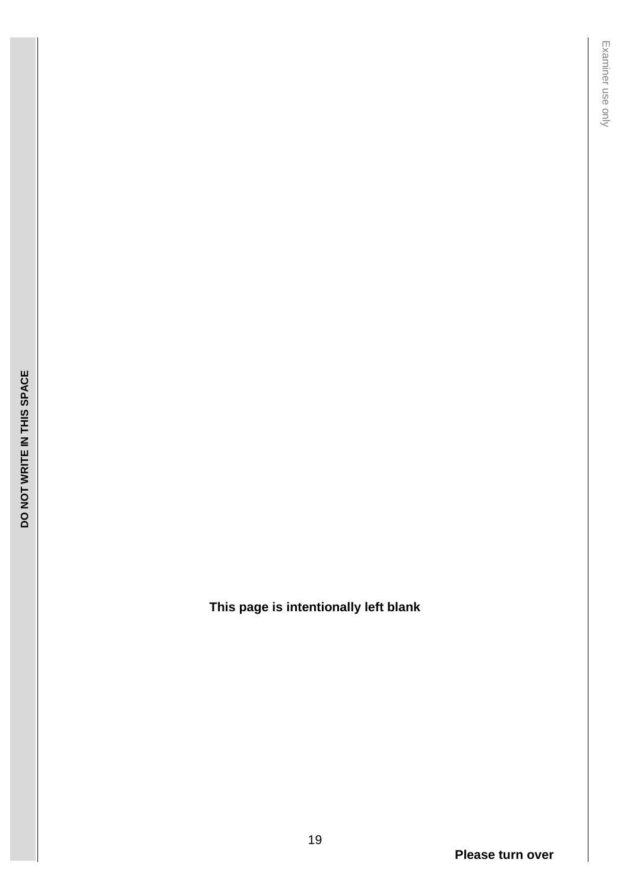This page is intentionally left blank

**Please turn over**